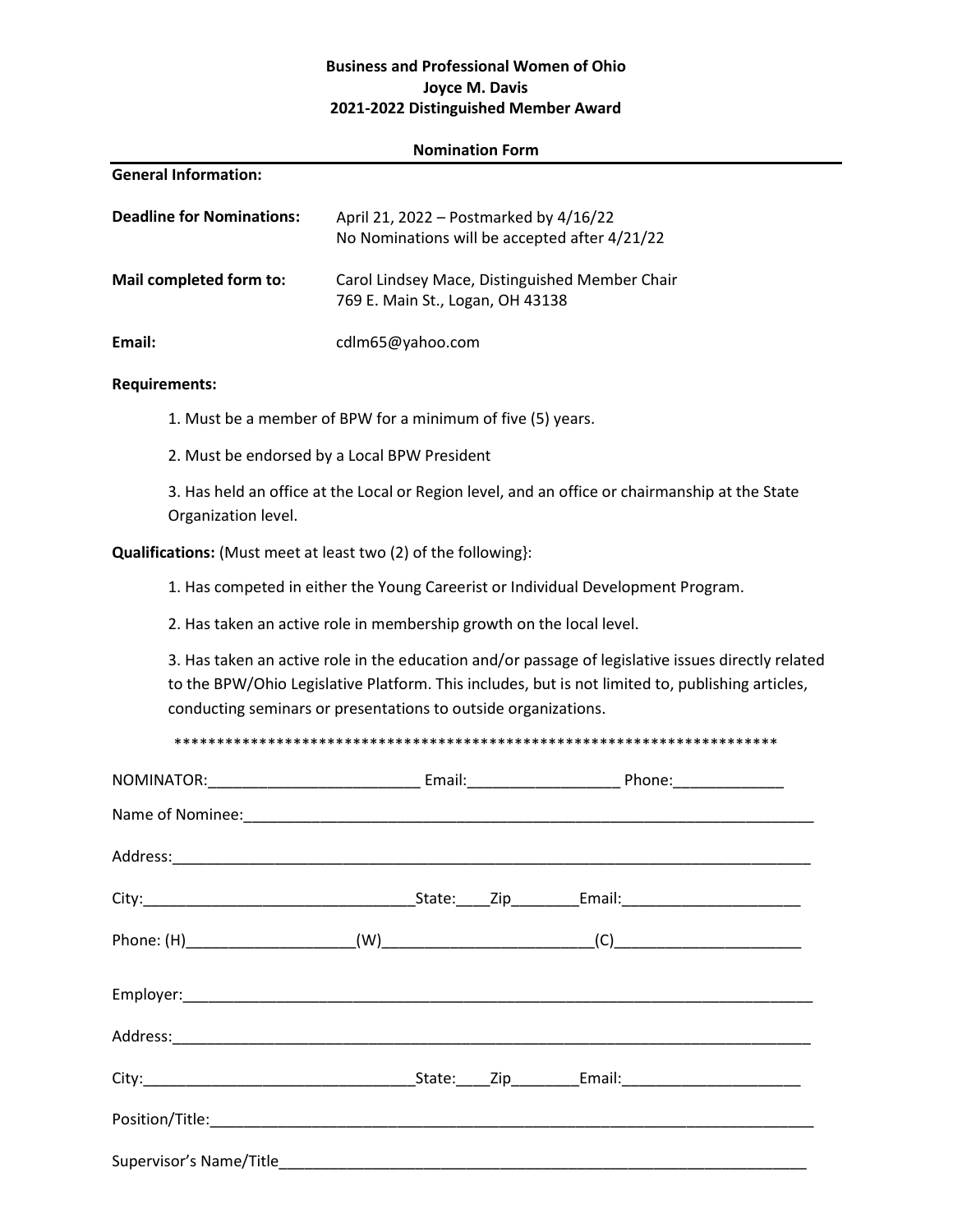**Business and Professional Women of Ohio**
**Joyce M. Davis**
**2021-2022 Distinguished Member Award**

**Nomination Form**

---

**General Information:**

**Deadline for Nominations:** April 21, 2022 – Postmarked by 4/16/22
No Nominations will be accepted after 4/21/22

**Mail completed form to:** Carol Lindsey Mace, Distinguished Member Chair
769 E. Main St., Logan, OH 43138

**Email:** cdlm65@yahoo.com

**Requirements:**

1. Must be a member of BPW for a minimum of five (5) years.

2. Must be endorsed by a Local BPW President

3. Has held an office at the Local or Region level, and an office or chairmanship at the State Organization level.

**Qualifications:** (Must meet at least two (2) of the following}:

1. Has competed in either the Young Careerist or Individual Development Program.

2. Has taken an active role in membership growth on the local level.

3. Has taken an active role in the education and/or passage of legislative issues directly related to the BPW/Ohio Legislative Platform. This includes, but is not limited to, publishing articles, conducting seminars or presentations to outside organizations.

*************************************************************************

NOMINATOR:_________________________ Email:__________________ Phone:_____________

Name of Nominee:_______________________________________________________________________

Address:_______________________________________________________________________________

City:________________________________State:____Zip________Email:_____________________

Phone: (H)____________________(W)________________________(C)______________________

Employer:______________________________________________________________________________

Address:_______________________________________________________________________________

City:________________________________State:____Zip________Email:_____________________

Position/Title:________________________________________________________________________

Supervisor's Name/Title_________________________________________________________________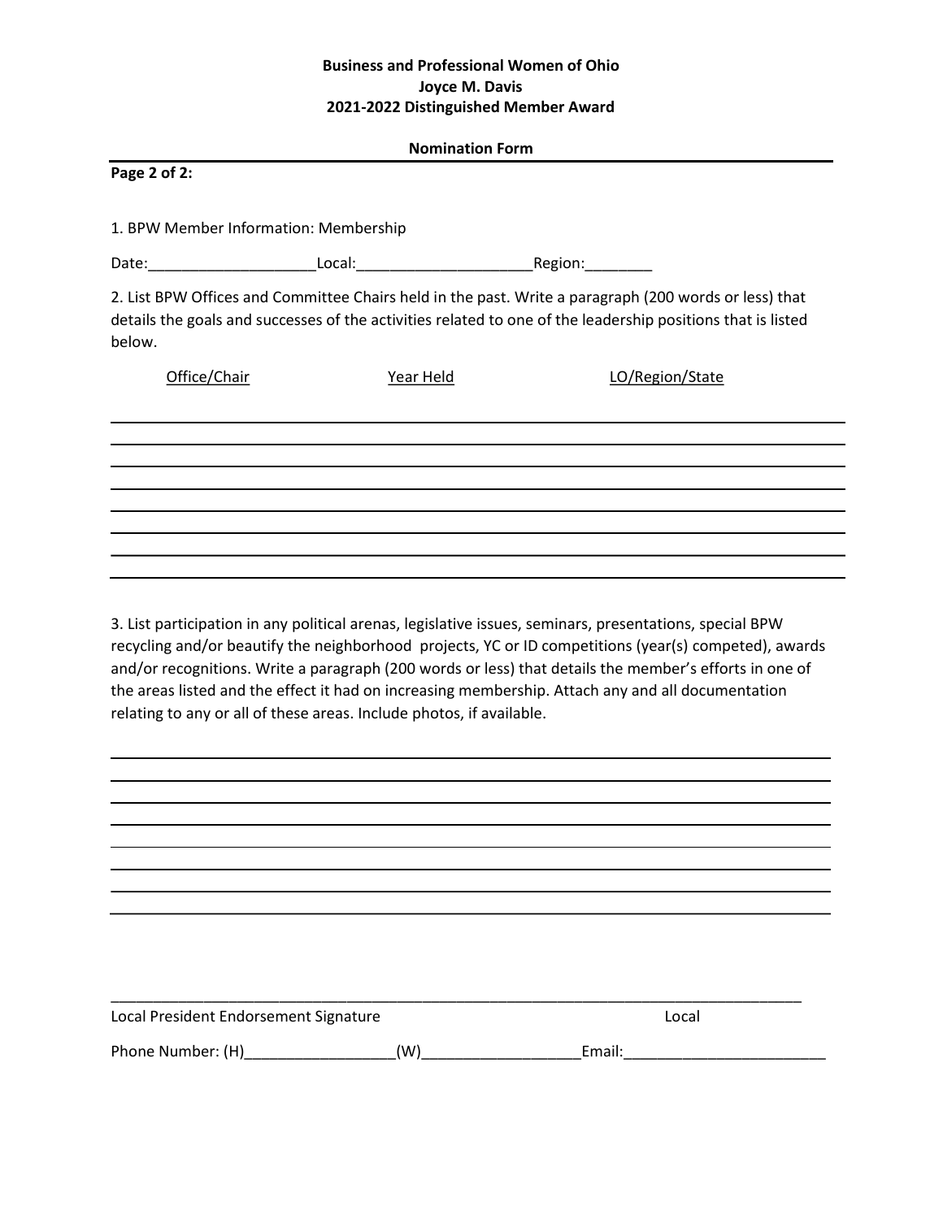**Business and Professional Women of Ohio**
**Joyce M. Davis**
**2021-2022 Distinguished Member Award**

**Nomination Form**

**Page 2 of 2:**

1. BPW Member Information: Membership

Date:____________________Local:_____________________Region:________

2. List BPW Offices and Committee Chairs held in the past. Write a paragraph (200 words or less) that details the goals and successes of the activities related to one of the leadership positions that is listed below.

| Office/Chair | Year Held | LO/Region/State |
|---|---|---|
| | | |
| | | |
| | | |
| | | |
| | | |
| | | |
| | | |
| | | |

3. List participation in any political arenas, legislative issues, seminars, presentations, special BPW recycling and/or beautify the neighborhood projects, YC or ID competitions (year(s) competed), awards and/or recognitions. Write a paragraph (200 words or less) that details the member's efforts in one of the areas listed and the effect it had on increasing membership. Attach any and all documentation relating to any or all of these areas. Include photos, if available.

______________________________________________________________________________

______________________________________________________________________________

______________________________________________________________________________

______________________________________________________________________________

______________________________________________________________________________

______________________________________________________________________________

______________________________________________________________________________

______________________________________________________________________________

______________________________________________________________________________

Local President Endorsement Signature                                        Local

Phone Number: (H)__________________(W)__________________Email:________________________